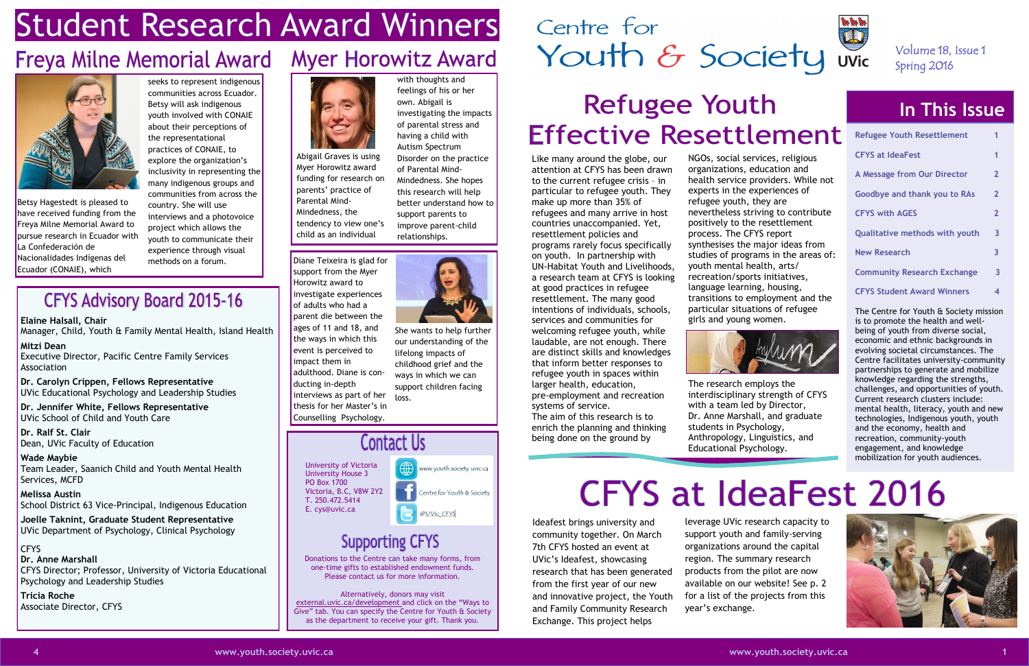# Student Research Award Winners

## Freya Milne Memorial Award

Betsy Hagestedt is pleased to have received funding from the Freya Milne Memorial Award to pursue research in Ecuador with La Confederación de Nacionalidades Indígenas del Ecuador (CONAIE), which seeks to represent indigenous communities across Ecuador. Betsy will ask indigenous youth involved with CONAIE about their perceptions of the representational practices of CONAIE, to explore the organization's inclusivity in representing the many indigenous groups and communities from across the country. She will use interviews and a photovoice project which allows the youth to communicate their experience through visual methods on a forum.

## Myer Horowitz Award

Abigail Graves is using Myer Horowitz award funding for research on parents' practice of Parental Mind-Mindedness, the tendency to view one's child as an individual with thoughts and feelings of his or her own. Abigail is investigating the impacts of parental stress and having a child with Autism Spectrum Disorder on the practice of Parental Mind-Mindedness. She hopes this research will help better understand how to support parents to improve parent-child relationships.

Diane Teixeira is glad for support from the Myer Horowitz award to investigate experiences of adults who had a parent die between the ages of 11 and 18, and the ways in which this event is perceived to impact them in adulthood. Diane is conducting in-depth interviews as part of her thesis for her Master's in Counselling Psychology. She wants to help further our understanding of the lifelong impacts of childhood grief and the ways in which we can support children facing loss.

## CFYS Advisory Board 2015-16

**Elaine Halsall, Chair**
Manager, Child, Youth & Family Mental Health, Island Health

**Mitzi Dean**
Executive Director, Pacific Centre Family Services Association

**Dr. Carolyn Crippen, Fellows Representative**
UVic Educational Psychology and Leadership Studies

**Dr. Jennifer White, Fellows Representative**
UVic School of Child and Youth Care

**Dr. Ralf St. Clair**
Dean, UVic Faculty of Education

**Wade Maybie**
Team Leader, Saanich Child and Youth Mental Health Services, MCFD

**Melissa Austin**
School District 63 Vice-Principal, Indigenous Education

**Joelle Taknint, Graduate Student Representative**
UVic Department of Psychology, Clinical Psychology

CFYS

**Dr. Anne Marshall**
CFYS Director; Professor, University of Victoria Educational Psychology and Leadership Studies

**Tricia Roche**
Associate Director, CFYS

## Contact Us

University of Victoria
University House 3
PO Box 1700
Victoria, B.C, V8W 2Y2
T. 250.472.5414
E. cys@uvic.ca

www.youth.society.uvic.ca
Centre for Youth & Society
@UVic_CFYS

## Supporting CFYS

Donations to the Centre can take many forms, from one-time gifts to established endowment funds. Please contact us for more information.

Alternatively, donors may visit external.uvic.ca/development and click on the "Ways to Give" tab. You can specify the Centre for Youth & Society as the department to receive your gift. Thank you.

# Centre for Youth & Society

UVic

Volume 18, Issue 1
Spring 2016

## In This Issue

| | |
|---|---|
| Refugee Youth Resettlement | 1 |
| CFYS at IdeaFest | 1 |
| A Message from Our Director | 2 |
| Goodbye and thank you to RAs | 2 |
| CFYS with AGES | 2 |
| Qualitative methods with youth | 3 |
| New Research | 3 |
| Community Research Exchange | 3 |
| CFYS Student Award Winners | 4 |

The Centre for Youth & Society mission is to promote the health and well-being of youth from diverse social, economic and ethnic backgrounds in evolving societal circumstances. The Centre facilitates university-community partnerships to generate and mobilize knowledge regarding the strengths, challenges, and opportunities of youth. Current research clusters include: mental health, literacy, youth and new technologies, Indigenous youth, youth and the economy, health and recreation, community-youth engagement, and knowledge mobilization for youth audiences.

## Refugee Youth Effective Resettlement

Like many around the globe, our attention at CFYS has been drawn to the current refugee crisis – in particular to refugee youth. They make up more than 35% of refugees and many arrive in host countries unaccompanied. Yet, resettlement policies and programs rarely focus specifically on youth. In partnership with UN-Habitat Youth and Livelihoods, a research team at CFYS is looking at good practices in refugee resettlement. The many good intentions of individuals, schools, services and communities for welcoming refugee youth, while laudable, are not enough. There are distinct skills and knowledges that inform better responses to refugee youth in spaces within larger health, education, pre-employment and recreation systems of service.

The aim of this research is to enrich the planning and thinking being done on the ground by NGOs, social services, religious organizations, education and health service providers. While not experts in the experiences of refugee youth, they are nevertheless striving to contribute positively to the resettlement process. The CFYS report synthesises the major ideas from studies of programs in the areas of: youth mental health, arts/recreation/sports initiatives, language learning, housing, transitions to employment and the particular situations of refugee girls and young women.

The research employs the interdisciplinary strength of CFYS with a team led by Director, Dr. Anne Marshall, and graduate students in Psychology, Anthropology, Linguistics, and Educational Psychology.

## CFYS at IdeaFest 2016

Ideafest brings university and community together. On March 7th CFYS hosted an event at UVic's Ideafest, showcasing research that has been generated from the first year of our new and innovative project, the Youth and Family Community Research Exchange. This project helps leverage UVic research capacity to support youth and family-serving organizations around the capital region. The summary research products from the pilot are now available on our website! See p. 2 for a list of the projects from this year's exchange.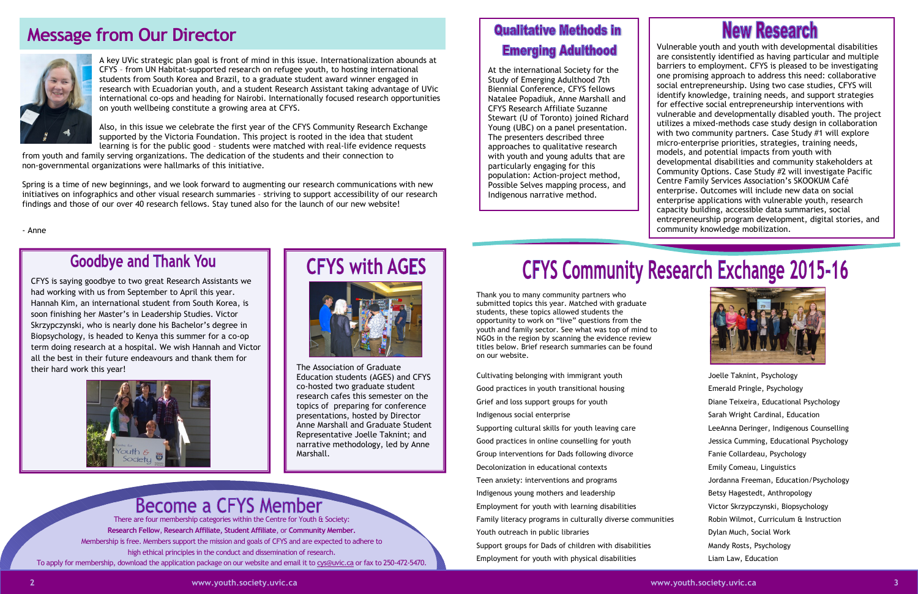## Message from Our Director

A key UVic strategic plan goal is front of mind in this issue. Internationalization abounds at CFYS – from UN Habitat-supported research on refugee youth, to hosting international students from South Korea and Brazil, to a graduate student award winner engaged in research with Ecuadorian youth, and a student Research Assistant taking advantage of UVic international co-ops and heading for Nairobi. Internationally focused research opportunities on youth wellbeing constitute a growing area at CFYS.

Also, in this issue we celebrate the first year of the CFYS Community Research Exchange supported by the Victoria Foundation. This project is rooted in the idea that student learning is for the public good – students were matched with real-life evidence requests from youth and family serving organizations. The dedication of the students and their connection to non-governmental organizations were hallmarks of this initiative.

Spring is a time of new beginnings, and we look forward to augmenting our research communications with new initiatives on infographics and other visual research summaries – striving to support accessibility of our research findings and those of our over 40 research fellows. Stay tuned also for the launch of our new website!

- Anne

## Goodbye and Thank You

CFYS is saying goodbye to two great Research Assistants we had working with us from September to April this year. Hannah Kim, an international student from South Korea, is soon finishing her Master's in Leadership Studies. Victor Skrzypczynski, who is nearly done his Bachelor's degree in Biopsychology, is headed to Kenya this summer for a co-op term doing research at a hospital. We wish Hannah and Victor all the best in their future endeavours and thank them for their hard work this year!

## CFYS with AGES

The Association of Graduate Education students (AGES) and CFYS co-hosted two graduate student research cafes this semester on the topics of preparing for conference presentations, hosted by Director Anne Marshall and Graduate Student Representative Joelle Taknint; and narrative methodology, led by Anne Marshall.

## Become a CFYS Member

There are four membership categories within the Centre for Youth & Society: **Research Fellow**, **Research Affiliate**, **Student Affiliate**, or **Community Member.** Membership is free. Members support the mission and goals of CFYS and are expected to adhere to high ethical principles in the conduct and dissemination of research. To apply for membership, download the application package on our website and email it to cys@uvic.ca or fax to 250-472-5470.

## Qualitative Methods in Emerging Adulthood

At the international Society for the Study of Emerging Adulthood 7th Biennial Conference, CFYS fellows Natalee Popadiuk, Anne Marshall and CFYS Research Affiliate Suzanne Stewart (U of Toronto) joined Richard Young (UBC) on a panel presentation. The presenters described three approaches to qualitative research with youth and young adults that are particularly engaging for this population: Action-project method, Possible Selves mapping process, and Indigenous narrative method.

## New Research

Vulnerable youth and youth with developmental disabilities are consistently identified as having particular and multiple barriers to employment. CFYS is pleased to be investigating one promising approach to address this need: collaborative social entrepreneurship. Using two case studies, CFYS will identify knowledge, training needs, and support strategies for effective social entrepreneurship interventions with vulnerable and developmentally disabled youth. The project utilizes a mixed-methods case study design in collaboration with two community partners. Case Study #1 will explore micro-enterprise priorities, strategies, training needs, models, and potential impacts from youth with developmental disabilities and community stakeholders at Community Options. Case Study #2 will investigate Pacific Centre Family Services Association's SKOOKUM Café enterprise. Outcomes will include new data on social enterprise applications with vulnerable youth, research capacity building, accessible data summaries, social entrepreneurship program development, digital stories, and community knowledge mobilization.

## CFYS Community Research Exchange 2015-16

Thank you to many community partners who submitted topics this year. Matched with graduate students, these topics allowed students the opportunity to work on "live" questions from the youth and family sector. See what was top of mind to NGOs in the region by scanning the evidence review titles below. Brief research summaries can be found on our website.

| | |
|---|---|
| Cultivating belonging with immigrant youth | Joelle Taknint, Psychology |
| Good practices in youth transitional housing | Emerald Pringle, Psychology |
| Grief and loss support groups for youth | Diane Teixeira, Educational Psychology |
| Indigenous social enterprise | Sarah Wright Cardinal, Education |
| Supporting cultural skills for youth leaving care | LeeAnna Deringer, Indigenous Counselling |
| Good practices in online counselling for youth | Jessica Cumming, Educational Psychology |
| Group interventions for Dads following divorce | Fanie Collardeau, Psychology |
| Decolonization in educational contexts | Emily Comeau, Linguistics |
| Teen anxiety: interventions and programs | Jordanna Freeman, Education/Psychology |
| Indigenous young mothers and leadership | Betsy Hagestedt, Anthropology |
| Employment for youth with learning disabilities | Victor Skrzypczynski, Biopsychology |
| Family literacy programs in culturally diverse communities | Robin Wilmot, Curriculum & Instruction |
| Youth outreach in public libraries | Dylan Much, Social Work |
| Support groups for Dads of children with disabilities | Mandy Rosts, Psychology |
| Employment for youth with physical disabilities | Liam Law, Education |